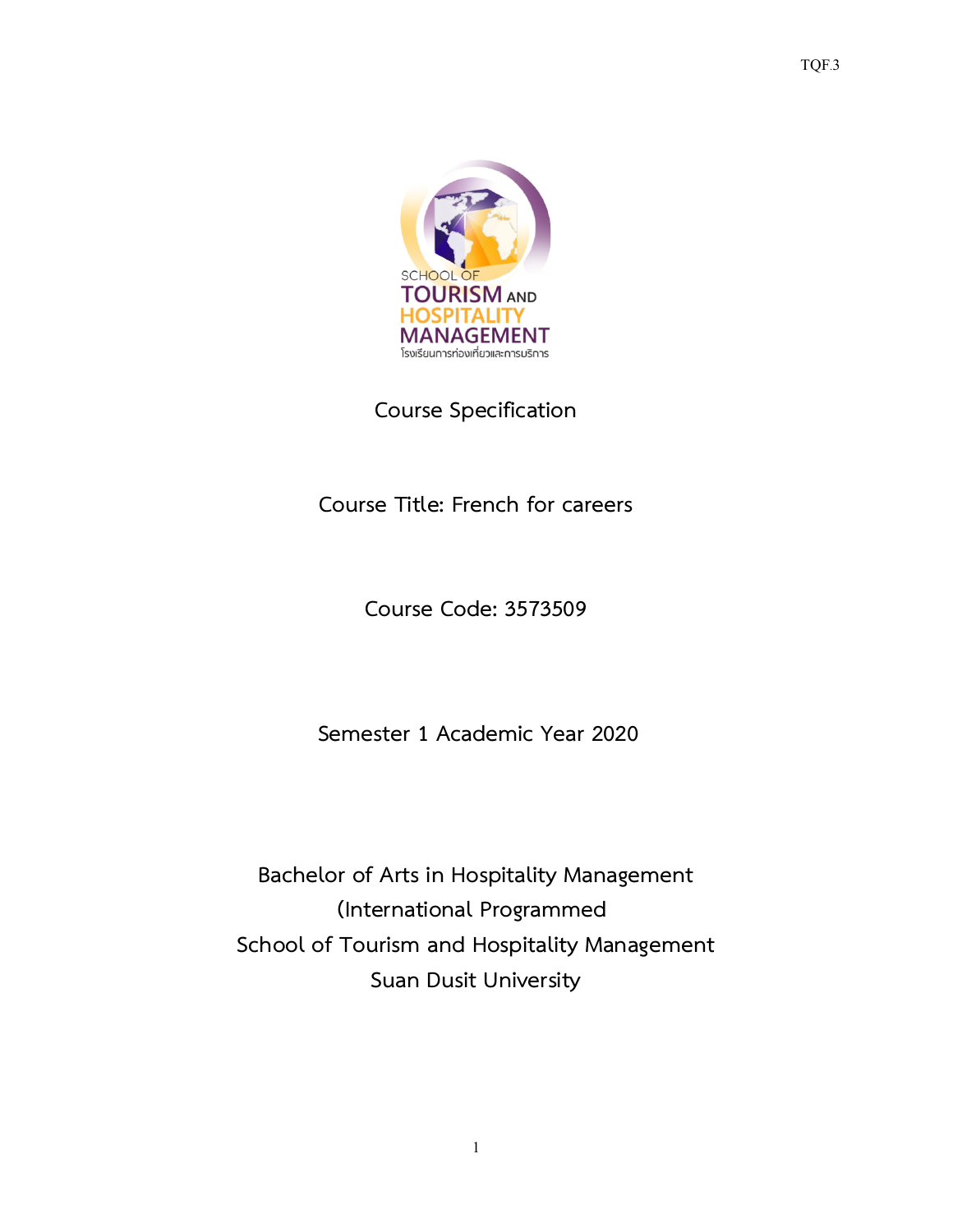TQF.3

SCHOOL OF
TOURISM AND
HOSPITALITY
MANAGEMENT
โรงเรียนการท่องเที่ยวและการบริการ

# Course Specification

**Course Title: French for careers**

**Course Code: 3573509**

**Semester 1 Academic Year 2020**

Bachelor of Arts in Hospitality Management
(International Programmed
School of Tourism and Hospitality Management
Suan Dusit University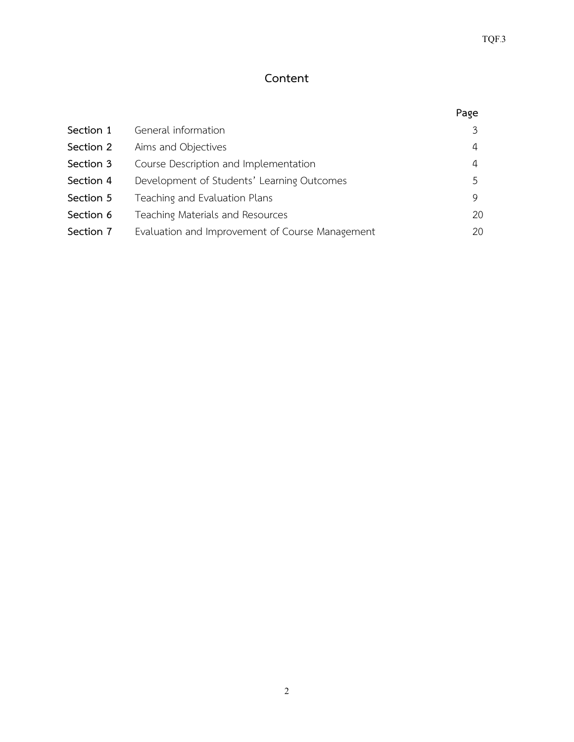# Content

| | | Page |
|---|---|---|
| **Section 1** | General information | 3 |
| **Section 2** | Aims and Objectives | 4 |
| **Section 3** | Course Description and Implementation | 4 |
| **Section 4** | Development of Students' Learning Outcomes | 5 |
| **Section 5** | Teaching and Evaluation Plans | 9 |
| **Section 6** | Teaching Materials and Resources | 20 |
| **Section 7** | Evaluation and Improvement of Course Management | 20 |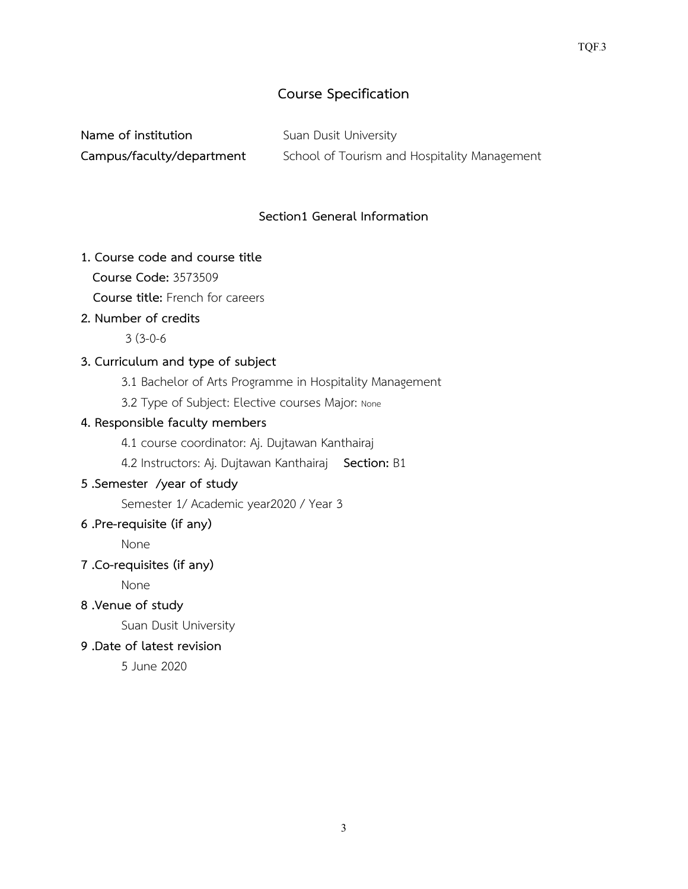# Course Specification

**Name of institution** Suan Dusit University

**Campus/faculty/department** School of Tourism and Hospitality Management

## Section1 General Information

**1. Course code and course title**

**Course Code:** 3573509

**Course title:** French for careers

**2. Number of credits**

3 (3-0-6

**3. Curriculum and type of subject**

3.1 Bachelor of Arts Programme in Hospitality Management

3.2 Type of Subject: Elective courses Major: None

**4. Responsible faculty members**

4.1 course coordinator: Aj. Dujtawan Kanthairaj

4.2 Instructors: Aj. Dujtawan Kanthairaj **Section:** B1

**5 .Semester /year of study**

Semester 1/ Academic year2020 / Year 3

**6 .Pre-requisite (if any)**

None

**7 .Co-requisites (if any)**

None

**8 .Venue of study**

Suan Dusit University

**9 .Date of latest revision**

5 June 2020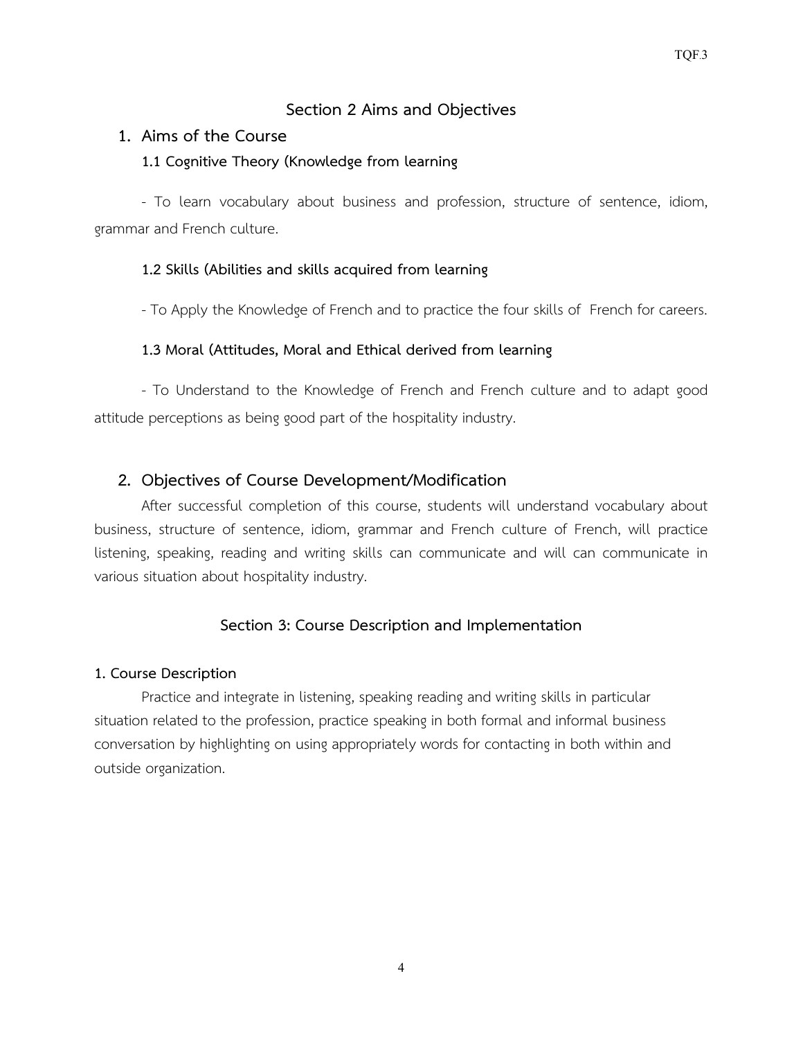## Section 2 Aims and Objectives

### 1. Aims of the Course

#### 1.1 Cognitive Theory (Knowledge from learning

- To learn vocabulary about business and profession, structure of sentence, idiom, grammar and French culture.

#### 1.2 Skills (Abilities and skills acquired from learning

- To Apply the Knowledge of French and to practice the four skills of French for careers.

#### 1.3 Moral (Attitudes, Moral and Ethical derived from learning

- To Understand to the Knowledge of French and French culture and to adapt good attitude perceptions as being good part of the hospitality industry.

### 2. Objectives of Course Development/Modification

After successful completion of this course, students will understand vocabulary about business, structure of sentence, idiom, grammar and French culture of French, will practice listening, speaking, reading and writing skills can communicate and will can communicate in various situation about hospitality industry.

## Section 3: Course Description and Implementation

**1. Course Description**

Practice and integrate in listening, speaking reading and writing skills in particular situation related to the profession, practice speaking in both formal and informal business conversation by highlighting on using appropriately words for contacting in both within and outside organization.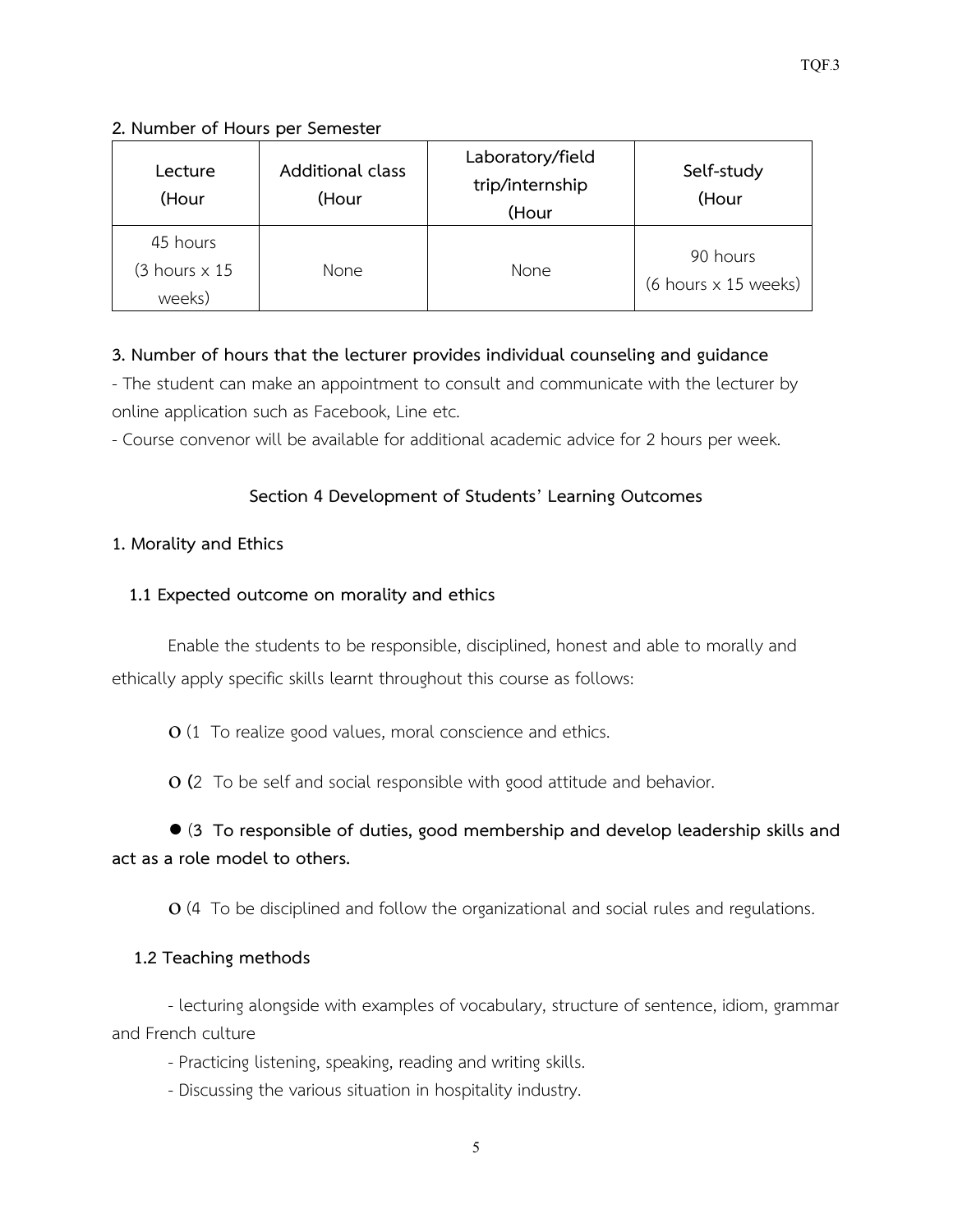**2. Number of Hours per Semester**

| Lecture (Hour | Additional class (Hour | Laboratory/field trip/internship (Hour | Self-study (Hour |
|---|---|---|---|
| 45 hours (3 hours x 15 weeks) | None | None | 90 hours (6 hours x 15 weeks) |

**3. Number of hours that the lecturer provides individual counseling and guidance**

- The student can make an appointment to consult and communicate with the lecturer by online application such as Facebook, Line etc.
- Course convenor will be available for additional academic advice for 2 hours per week.

**Section 4 Development of Students' Learning Outcomes**

**1. Morality and Ethics**

**1.1 Expected outcome on morality and ethics**

Enable the students to be responsible, disciplined, honest and able to morally and ethically apply specific skills learnt throughout this course as follows:

ο (1 To realize good values, moral conscience and ethics.

ο (2 To be self and social responsible with good attitude and behavior.

● **(3 To responsible of duties, good membership and develop leadership skills and act as a role model to others.**

ο (4 To be disciplined and follow the organizational and social rules and regulations.

**1.2 Teaching methods**

- lecturing alongside with examples of vocabulary, structure of sentence, idiom, grammar and French culture
- Practicing listening, speaking, reading and writing skills.
- Discussing the various situation in hospitality industry.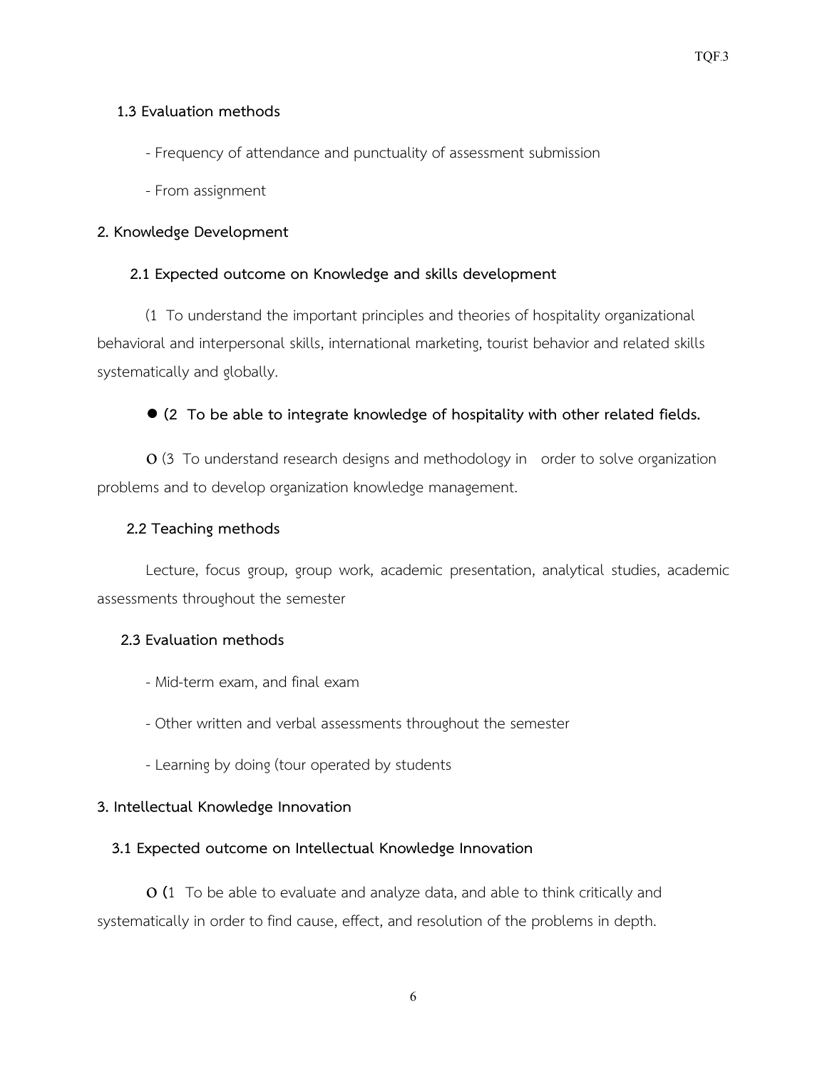**1.3 Evaluation methods**

- Frequency of attendance and punctuality of assessment submission

- From assignment

**2. Knowledge Development**

**2.1 Expected outcome on Knowledge and skills development**

(1 To understand the important principles and theories of hospitality organizational behavioral and interpersonal skills, international marketing, tourist behavior and related skills systematically and globally.

● **(2 To be able to integrate knowledge of hospitality with other related fields.**

ο (3 To understand research designs and methodology in order to solve organization problems and to develop organization knowledge management.

**2.2 Teaching methods**

Lecture, focus group, group work, academic presentation, analytical studies, academic assessments throughout the semester

**2.3 Evaluation methods**

- Mid-term exam, and final exam

- Other written and verbal assessments throughout the semester

- Learning by doing (tour operated by students

**3. Intellectual Knowledge Innovation**

**3.1 Expected outcome on Intellectual Knowledge Innovation**

ο (1 To be able to evaluate and analyze data, and able to think critically and systematically in order to find cause, effect, and resolution of the problems in depth.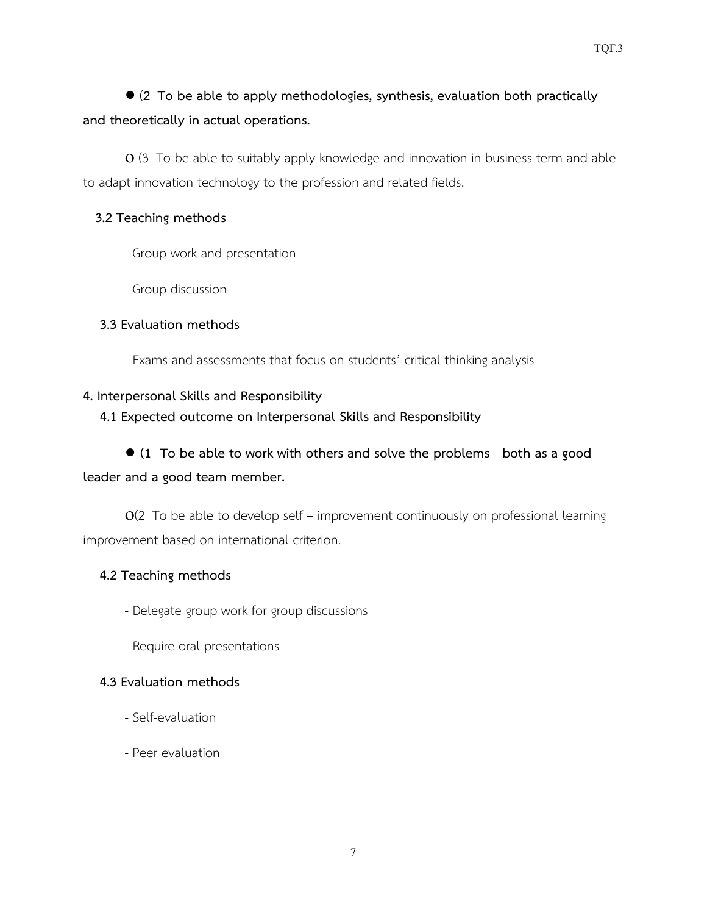**● (2 To be able to apply methodologies, synthesis, evaluation both practically and theoretically in actual operations.**

O (3 To be able to suitably apply knowledge and innovation in business term and able to adapt innovation technology to the profession and related fields.

**3.2 Teaching methods**

- Group work and presentation
- Group discussion

**3.3 Evaluation methods**

- Exams and assessments that focus on students' critical thinking analysis

**4. Interpersonal Skills and Responsibility**

**4.1 Expected outcome on Interpersonal Skills and Responsibility**

**● (1 To be able to work with others and solve the problems both as a good leader and a good team member.**

O(2 To be able to develop self – improvement continuously on professional learning improvement based on international criterion.

**4.2 Teaching methods**

- Delegate group work for group discussions
- Require oral presentations

**4.3 Evaluation methods**

- Self-evaluation
- Peer evaluation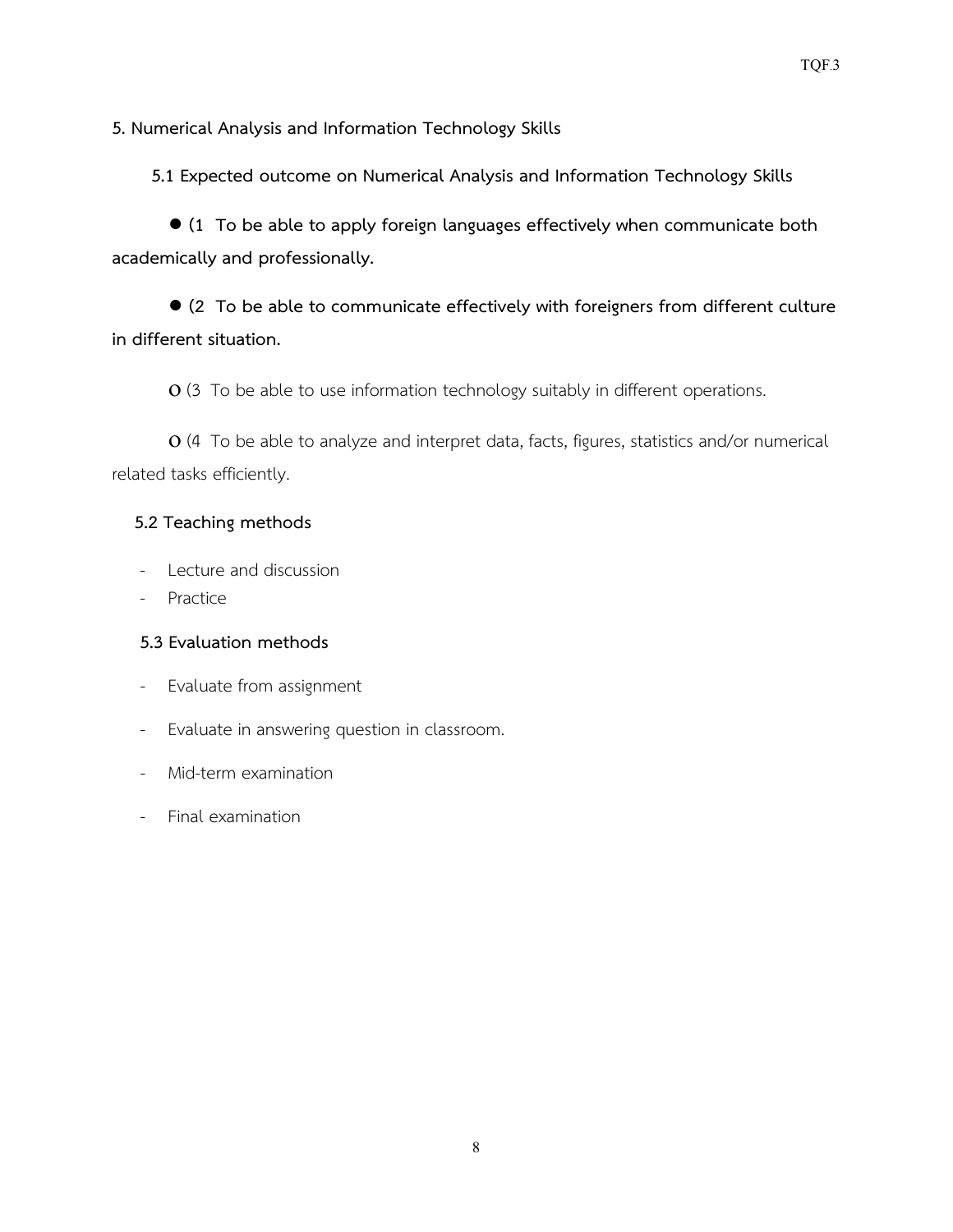**5. Numerical Analysis and Information Technology Skills**

**5.1 Expected outcome on Numerical Analysis and Information Technology Skills**

● **(1 To be able to apply foreign languages effectively when communicate both academically and professionally.**

● **(2 To be able to communicate effectively with foreigners from different culture in different situation.**

ο (3 To be able to use information technology suitably in different operations.

ο (4 To be able to analyze and interpret data, facts, figures, statistics and/or numerical related tasks efficiently.

**5.2 Teaching methods**

- Lecture and discussion
- Practice

**5.3 Evaluation methods**

- Evaluate from assignment
- Evaluate in answering question in classroom.
- Mid-term examination
- Final examination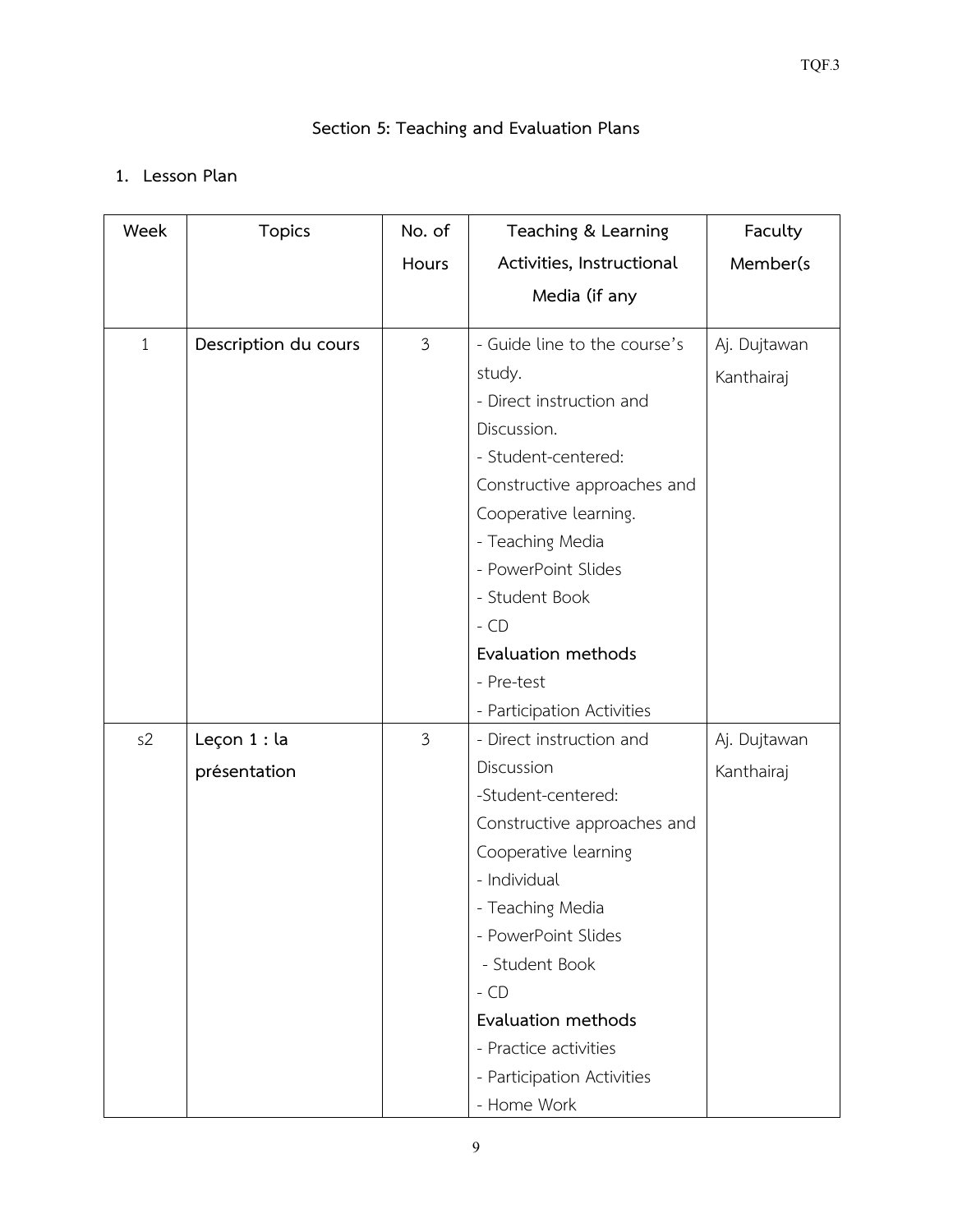## Section 5: Teaching and Evaluation Plans

### 1. Lesson Plan

| Week | Topics | No. of Hours | Teaching & Learning Activities, Instructional Media (if any | Faculty Member(s |
|---|---|---|---|---|
| 1 | **Description du cours** | 3 | - Guide line to the course's study.<br>- Direct instruction and Discussion.<br>- Student-centered: Constructive approaches and Cooperative learning.<br>- Teaching Media<br>- PowerPoint Slides<br>- Student Book<br>- CD<br>**Evaluation methods**<br>- Pre-test<br>- Participation Activities | Aj. Dujtawan Kanthairaj |
| s2 | **Leçon 1 : la présentation** | 3 | - Direct instruction and Discussion<br>-Student-centered: Constructive approaches and Cooperative learning<br>- Individual<br>- Teaching Media<br>- PowerPoint Slides<br>- Student Book<br>- CD<br>**Evaluation methods**<br>- Practice activities<br>- Participation Activities<br>- Home Work | Aj. Dujtawan Kanthairaj |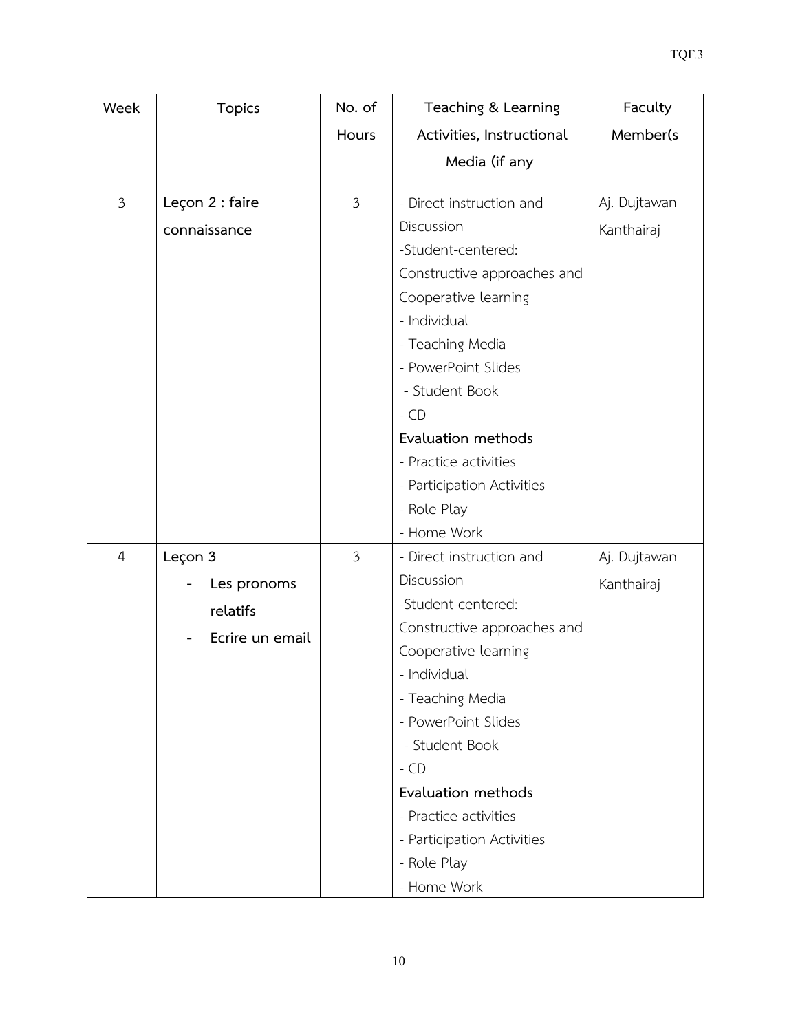| Week | Topics | No. of Hours | Teaching & Learning Activities, Instructional Media (if any | Faculty Member(s |
|---|---|---|---|---|
| 3 | **Leçon 2 : faire connaissance** | 3 | - Direct instruction and Discussion<br>-Student-centered: Constructive approaches and Cooperative learning<br>- Individual<br>- Teaching Media<br>- PowerPoint Slides<br>- Student Book<br>- CD<br>**Evaluation methods**<br>- Practice activities<br>- Participation Activities<br>- Role Play<br>- Home Work | Aj. Dujtawan Kanthairaj |
| 4 | **Leçon 3**<br>- **Les pronoms relatifs**<br>- **Ecrire un email** | 3 | - Direct instruction and Discussion<br>-Student-centered: Constructive approaches and Cooperative learning<br>- Individual<br>- Teaching Media<br>- PowerPoint Slides<br>- Student Book<br>- CD<br>**Evaluation methods**<br>- Practice activities<br>- Participation Activities<br>- Role Play<br>- Home Work | Aj. Dujtawan Kanthairaj |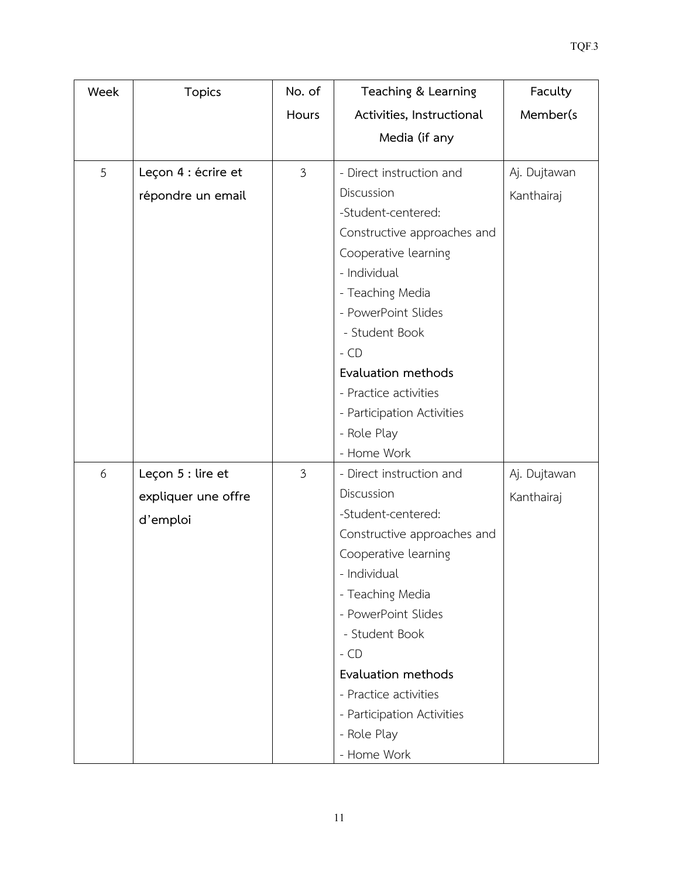| Week | Topics | No. of Hours | Teaching & Learning Activities, Instructional Media (if any | Faculty Member(s |
|---|---|---|---|---|
| 5 | **Leçon 4 : écrire et répondre un email** | 3 | - Direct instruction and Discussion<br>-Student-centered: Constructive approaches and Cooperative learning<br>- Individual<br>- Teaching Media<br>- PowerPoint Slides<br>- Student Book<br>- CD<br>**Evaluation methods**<br>- Practice activities<br>- Participation Activities<br>- Role Play<br>- Home Work | Aj. Dujtawan Kanthairaj |
| 6 | **Leçon 5 : lire et expliquer une offre d'emploi** | 3 | - Direct instruction and Discussion<br>-Student-centered: Constructive approaches and Cooperative learning<br>- Individual<br>- Teaching Media<br>- PowerPoint Slides<br>- Student Book<br>- CD<br>**Evaluation methods**<br>- Practice activities<br>- Participation Activities<br>- Role Play<br>- Home Work | Aj. Dujtawan Kanthairaj |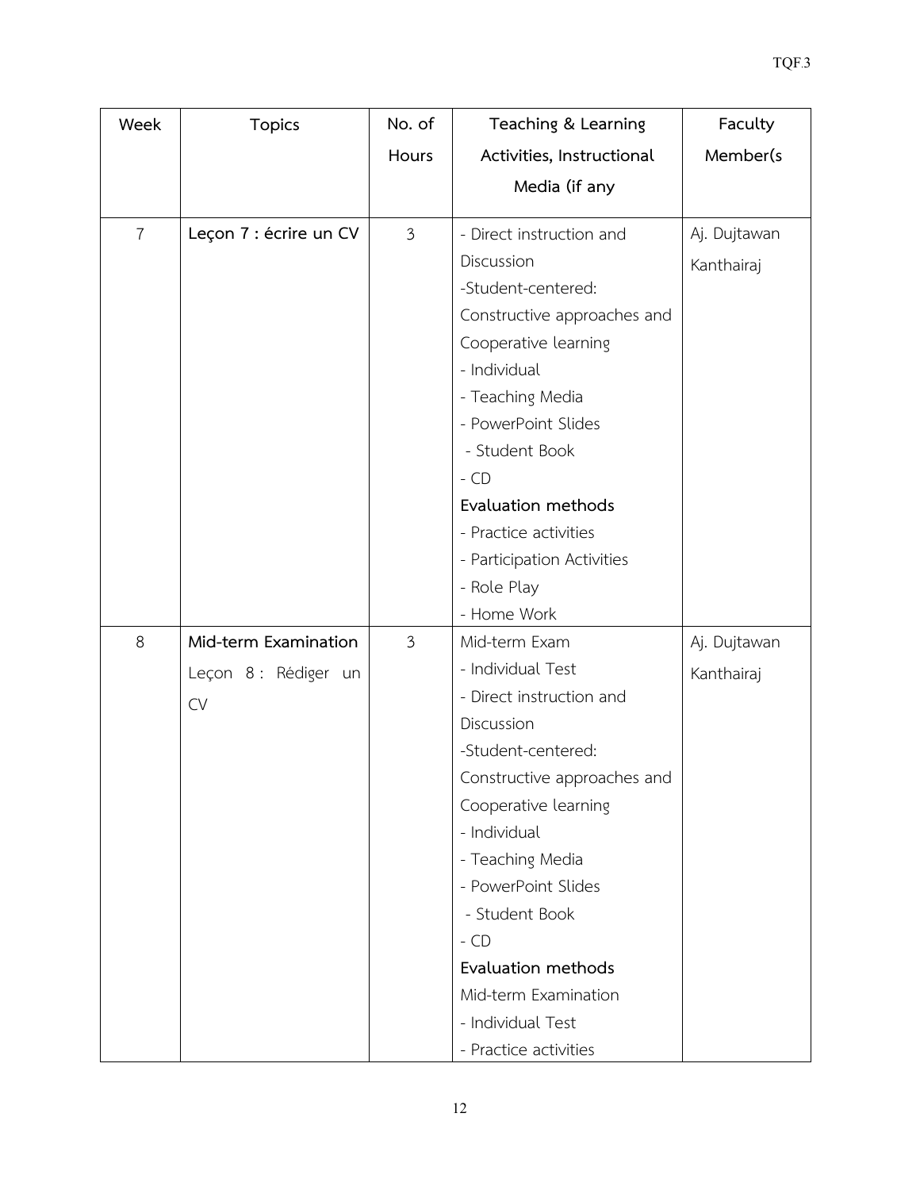| Week | Topics | No. of Hours | Teaching & Learning Activities, Instructional Media (if any | Faculty Member(s |
|---|---|---|---|---|
| 7 | **Leçon 7 : écrire un CV** | 3 | - Direct instruction and Discussion<br>-Student-centered: Constructive approaches and Cooperative learning<br>- Individual<br>- Teaching Media<br>- PowerPoint Slides<br>- Student Book<br>- CD<br>**Evaluation methods**<br>- Practice activities<br>- Participation Activities<br>- Role Play<br>- Home Work | Aj. Dujtawan Kanthairaj |
| 8 | **Mid-term Examination**<br>Leçon 8 : Rédiger un CV | 3 | Mid-term Exam<br>- Individual Test<br>- Direct instruction and Discussion<br>-Student-centered: Constructive approaches and Cooperative learning<br>- Individual<br>- Teaching Media<br>- PowerPoint Slides<br>- Student Book<br>- CD<br>**Evaluation methods**<br>Mid-term Examination<br>- Individual Test<br>- Practice activities | Aj. Dujtawan Kanthairaj |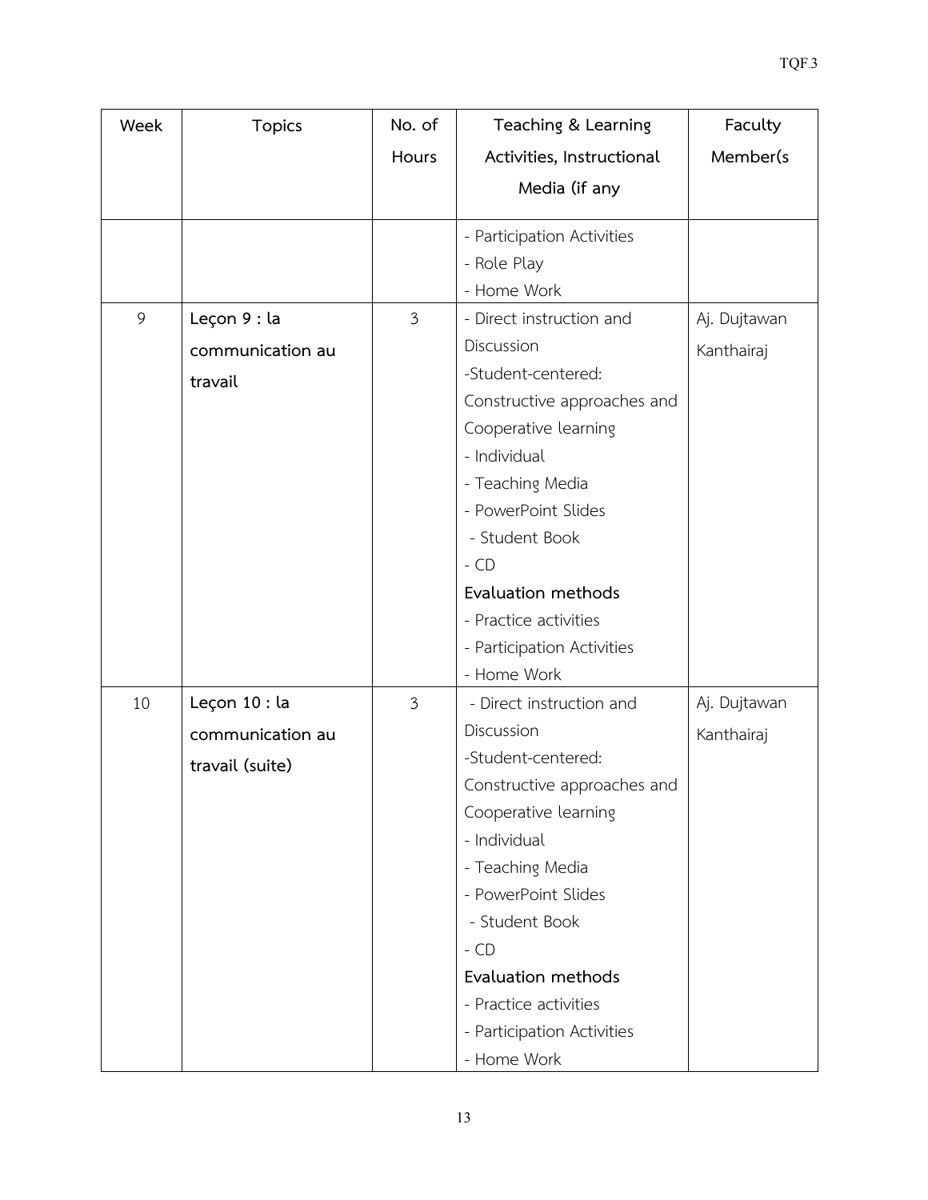| Week | Topics | No. of Hours | Teaching & Learning Activities, Instructional Media (if any | Faculty Member(s |
|---|---|---|---|---|
| | | | - Participation Activities<br>- Role Play<br>- Home Work | |
| 9 | **Leçon 9 : la communication au travail** | 3 | - Direct instruction and Discussion<br>-Student-centered: Constructive approaches and Cooperative learning<br>- Individual<br>- Teaching Media<br>- PowerPoint Slides<br>- Student Book<br>- CD<br>**Evaluation methods**<br>- Practice activities<br>- Participation Activities<br>- Home Work | Aj. Dujtawan Kanthairaj |
| 10 | **Leçon 10 : la communication au travail (suite)** | 3 | - Direct instruction and Discussion<br>-Student-centered: Constructive approaches and Cooperative learning<br>- Individual<br>- Teaching Media<br>- PowerPoint Slides<br>- Student Book<br>- CD<br>**Evaluation methods**<br>- Practice activities<br>- Participation Activities<br>- Home Work | Aj. Dujtawan Kanthairaj |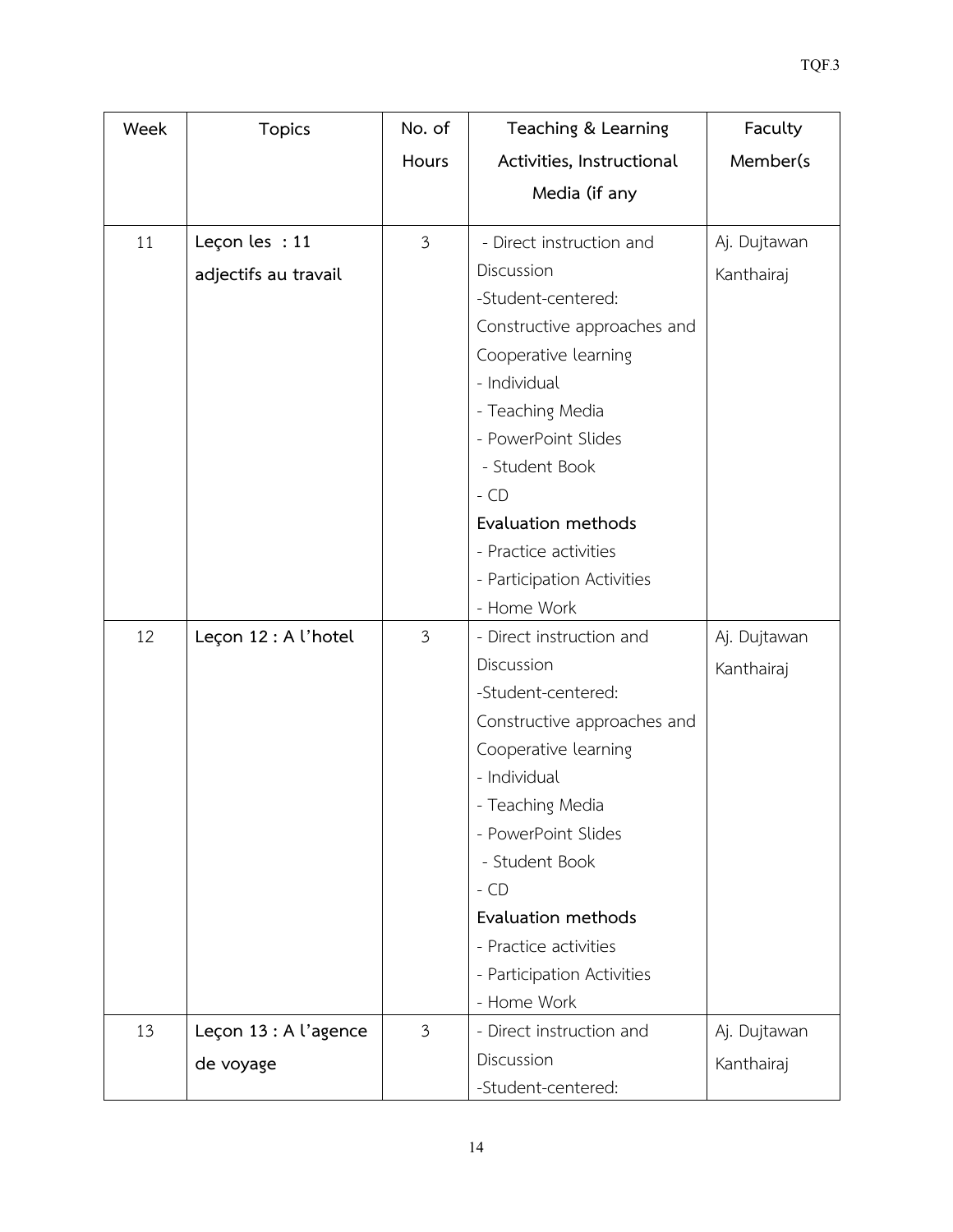| Week | Topics | No. of Hours | Teaching & Learning Activities, Instructional Media (if any | Faculty Member(s |
|---|---|---|---|---|
| 11 | **Leçon les : 11 adjectifs au travail** | 3 | - Direct instruction and Discussion<br>-Student-centered: Constructive approaches and Cooperative learning<br>- Individual<br>- Teaching Media<br>- PowerPoint Slides<br>- Student Book<br>- CD<br>**Evaluation methods**<br>- Practice activities<br>- Participation Activities<br>- Home Work | Aj. Dujtawan Kanthairaj |
| 12 | **Leçon 12 : A l'hotel** | 3 | - Direct instruction and Discussion<br>-Student-centered: Constructive approaches and Cooperative learning<br>- Individual<br>- Teaching Media<br>- PowerPoint Slides<br>- Student Book<br>- CD<br>**Evaluation methods**<br>- Practice activities<br>- Participation Activities<br>- Home Work | Aj. Dujtawan Kanthairaj |
| 13 | **Leçon 13 : A l'agence de voyage** | 3 | - Direct instruction and Discussion<br>-Student-centered: | Aj. Dujtawan Kanthairaj |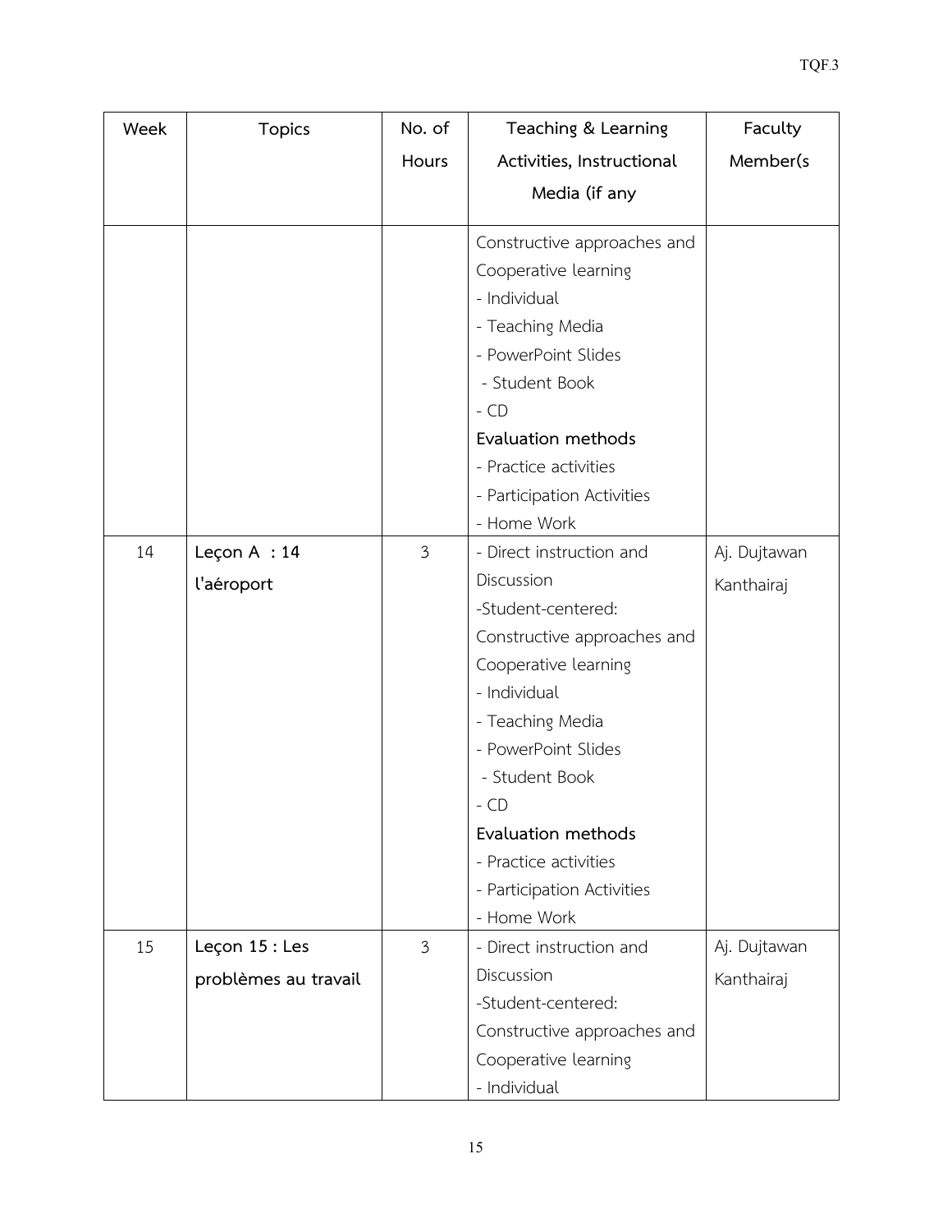| Week | Topics | No. of Hours | Teaching & Learning Activities, Instructional Media (if any | Faculty Member(s |
|---|---|---|---|---|
| | | | Constructive approaches and Cooperative learning<br>- Individual<br>- Teaching Media<br>- PowerPoint Slides<br>- Student Book<br>- CD<br>**Evaluation methods**<br>- Practice activities<br>- Participation Activities<br>- Home Work | |
| 14 | **Leçon A : 14 l'aéroport** | 3 | - Direct instruction and Discussion<br>-Student-centered: Constructive approaches and Cooperative learning<br>- Individual<br>- Teaching Media<br>- PowerPoint Slides<br>- Student Book<br>- CD<br>**Evaluation methods**<br>- Practice activities<br>- Participation Activities<br>- Home Work | Aj. Dujtawan Kanthairaj |
| 15 | **Leçon 15 : Les problèmes au travail** | 3 | - Direct instruction and Discussion<br>-Student-centered: Constructive approaches and Cooperative learning<br>- Individual | Aj. Dujtawan Kanthairaj |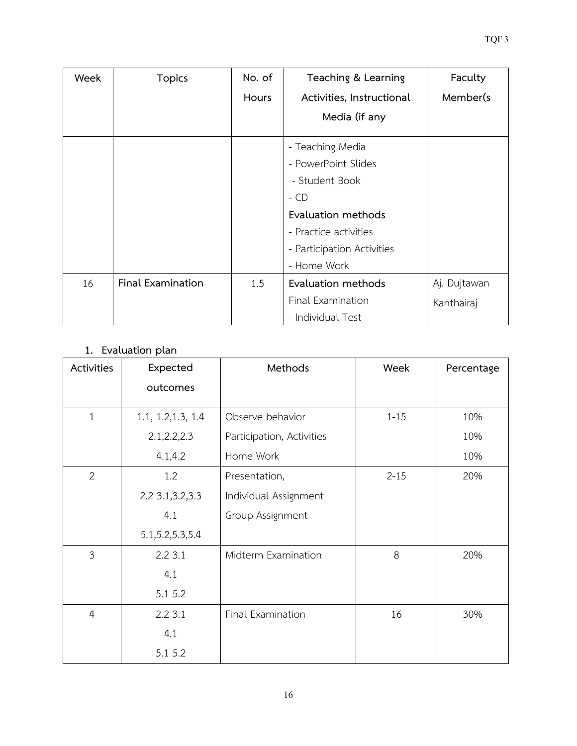| Week | Topics | No. of Hours | Teaching & Learning Activities, Instructional Media (if any | Faculty Member(s |
|---|---|---|---|---|
| | | | - Teaching Media<br>- PowerPoint Slides<br>- Student Book<br>- CD<br>**Evaluation methods**<br>- Practice activities<br>- Participation Activities<br>- Home Work | |
| 16 | **Final Examination** | 1.5 | **Evaluation methods**<br>Final Examination<br>- Individual Test | Aj. Dujtawan Kanthairaj |

## 1. Evaluation plan

| Activities | Expected outcomes | Methods | Week | Percentage |
|---|---|---|---|---|
| 1 | 1.1, 1.2,1.3, 1.4<br>2.1,2.2,2.3<br>4.1,4.2 | Observe behavior<br>Participation, Activities<br>Home Work | 1-15 | 10%<br>10%<br>10% |
| 2 | 1.2<br>2.2 3.1,3.2,3.3<br>4.1<br>5.1,5.2,5.3,5.4 | Presentation,<br>Individual Assignment<br>Group Assignment | 2-15 | 20% |
| 3 | 2.2 3.1<br>4.1<br>5.1 5.2 | Midterm Examination | 8 | 20% |
| 4 | 2.2 3.1<br>4.1<br>5.1 5.2 | Final Examination | 16 | 30% |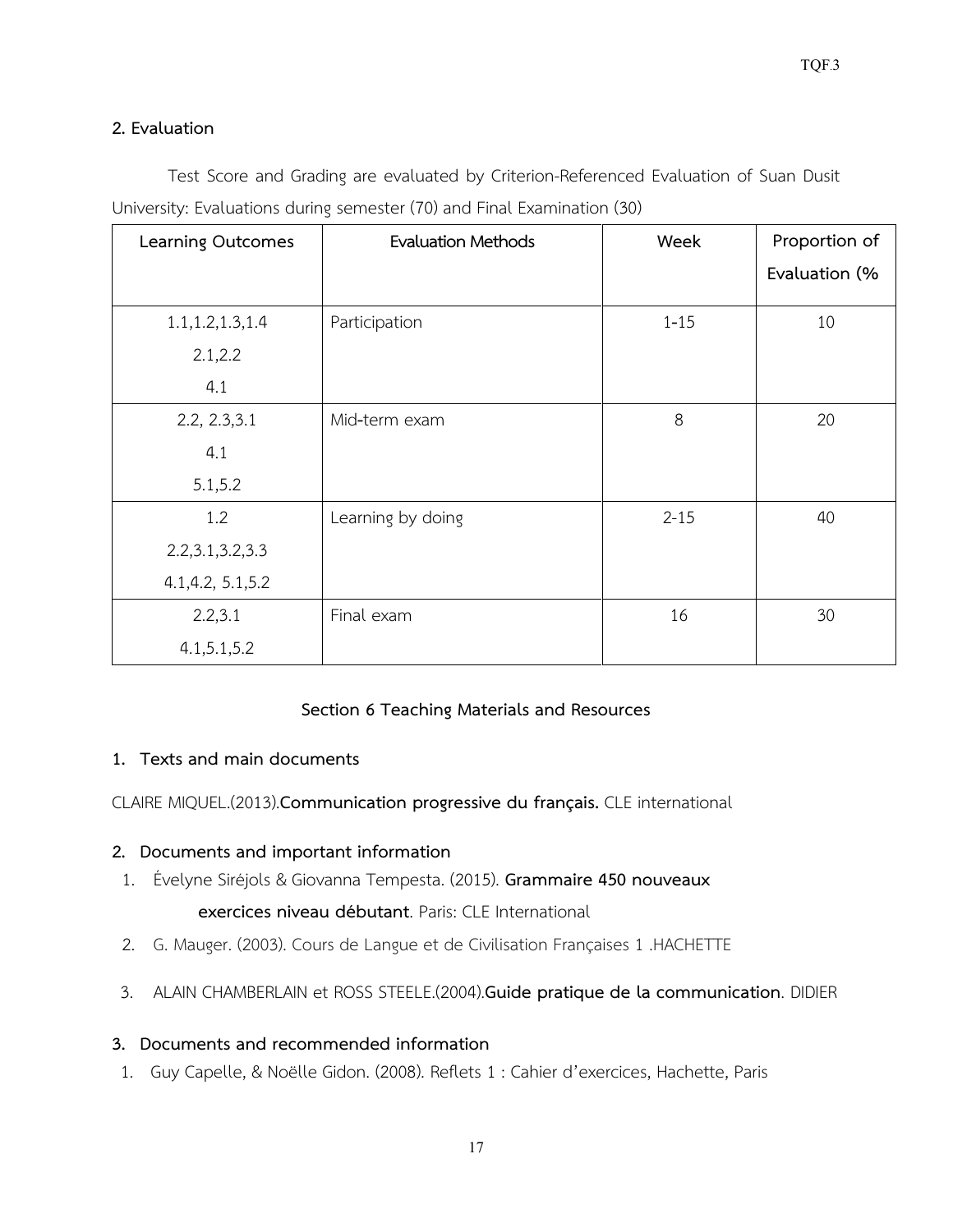## 2. Evaluation

Test Score and Grading are evaluated by Criterion-Referenced Evaluation of Suan Dusit University: Evaluations during semester (70) and Final Examination (30)

| Learning Outcomes | Evaluation Methods | Week | Proportion of Evaluation (% |
|---|---|---|---|
| 1.1,1.2,1.3,1.4<br>2.1,2.2<br>4.1 | Participation | 1-15 | 10 |
| 2.2, 2.3,3.1<br>4.1<br>5.1,5.2 | Mid-term exam | 8 | 20 |
| 1.2<br>2.2,3.1,3.2,3.3<br>4.1,4.2, 5.1,5.2 | Learning by doing | 2-15 | 40 |
| 2.2,3.1<br>4.1,5.1,5.2 | Final exam | 16 | 30 |

## Section 6 Teaching Materials and Resources

### 1. Texts and main documents

CLAIRE MIQUEL.(2013).**Communication progressive du français.** CLE international

### 2. Documents and important information

1. Évelyne Siréjols & Giovanna Tempesta. (2015). **Grammaire 450 nouveaux exercices niveau débutant**. Paris: CLE International
2. G. Mauger. (2003). Cours de Langue et de Civilisation Françaises 1 .HACHETTE
3. ALAIN CHAMBERLAIN et ROSS STEELE.(2004).**Guide pratique de la communication**. DIDIER

### 3. Documents and recommended information

1. Guy Capelle, & Noëlle Gidon. (2008). Reflets 1 : Cahier d'exercices, Hachette, Paris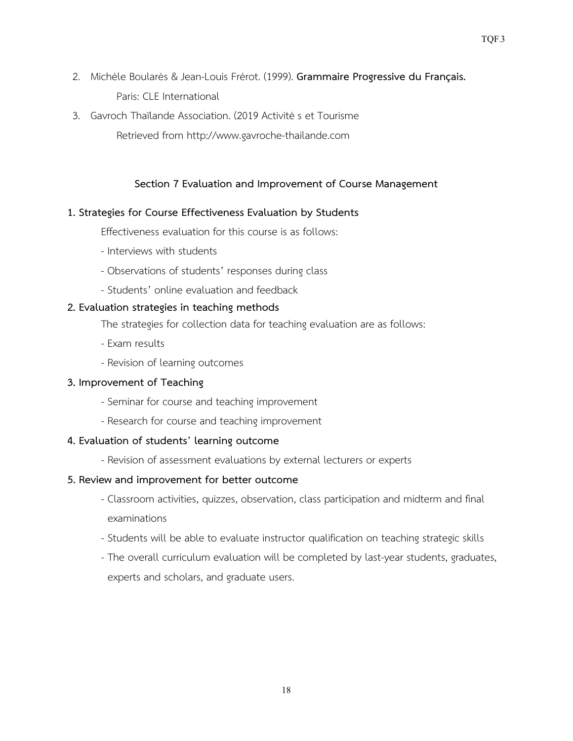2. Michèle Boularès & Jean-Louis Frérot. (1999). **Grammaire Progressive du Français.** Paris: CLE International
3. Gavroch Thaïlande Association. (2019 Activité s et Tourisme Retrieved from http://www.gavroche-thailande.com

## Section 7 Evaluation and Improvement of Course Management

**1. Strategies for Course Effectiveness Evaluation by Students**

Effectiveness evaluation for this course is as follows:

- Interviews with students
- Observations of students' responses during class
- Students' online evaluation and feedback

**2. Evaluation strategies in teaching methods**

The strategies for collection data for teaching evaluation are as follows:

- Exam results
- Revision of learning outcomes

**3. Improvement of Teaching**

- Seminar for course and teaching improvement
- Research for course and teaching improvement

**4. Evaluation of students' learning outcome**

- Revision of assessment evaluations by external lecturers or experts

**5. Review and improvement for better outcome**

- Classroom activities, quizzes, observation, class participation and midterm and final examinations
- Students will be able to evaluate instructor qualification on teaching strategic skills
- The overall curriculum evaluation will be completed by last-year students, graduates, experts and scholars, and graduate users.